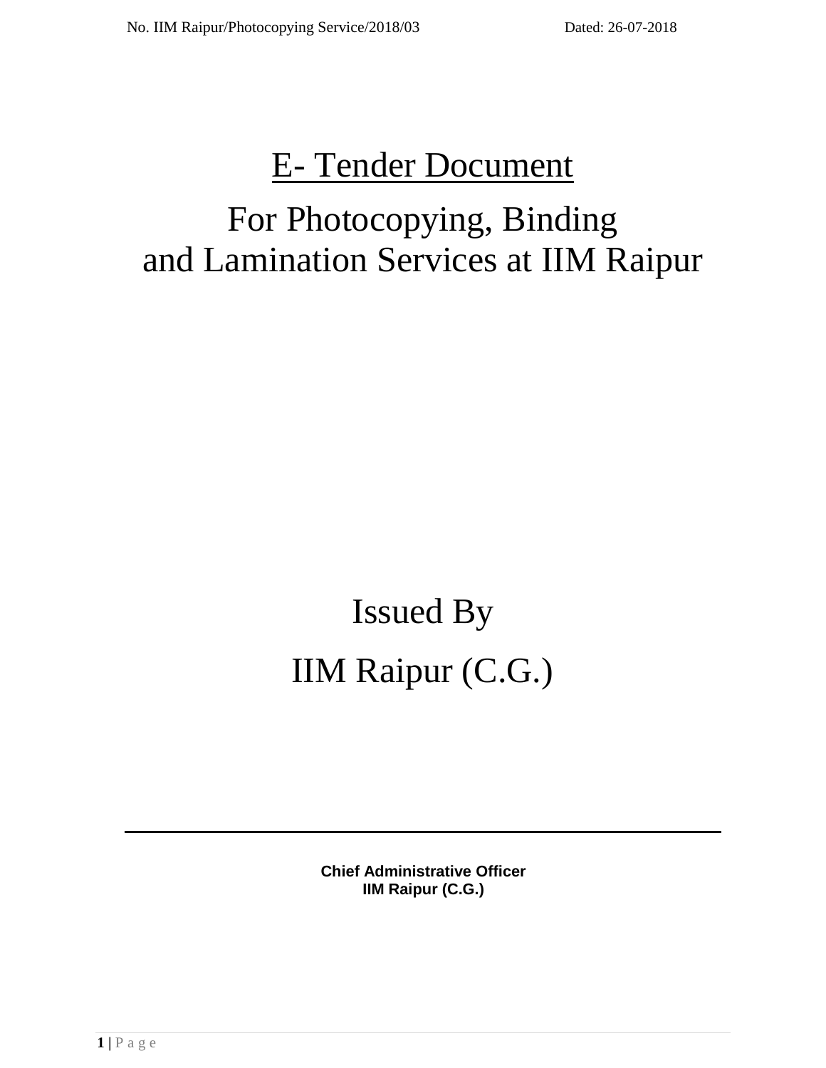No. IIM Raipur/Photocopying Service/2018/03 Dated: 26-07-2018

# E- Tender Document

## For Photocopying, Binding and Lamination Services at IIM Raipur

## Issued By

## IIM Raipur (C.G.)

---

**Chief Administrative Officer**
**IIM Raipur (C.G.)**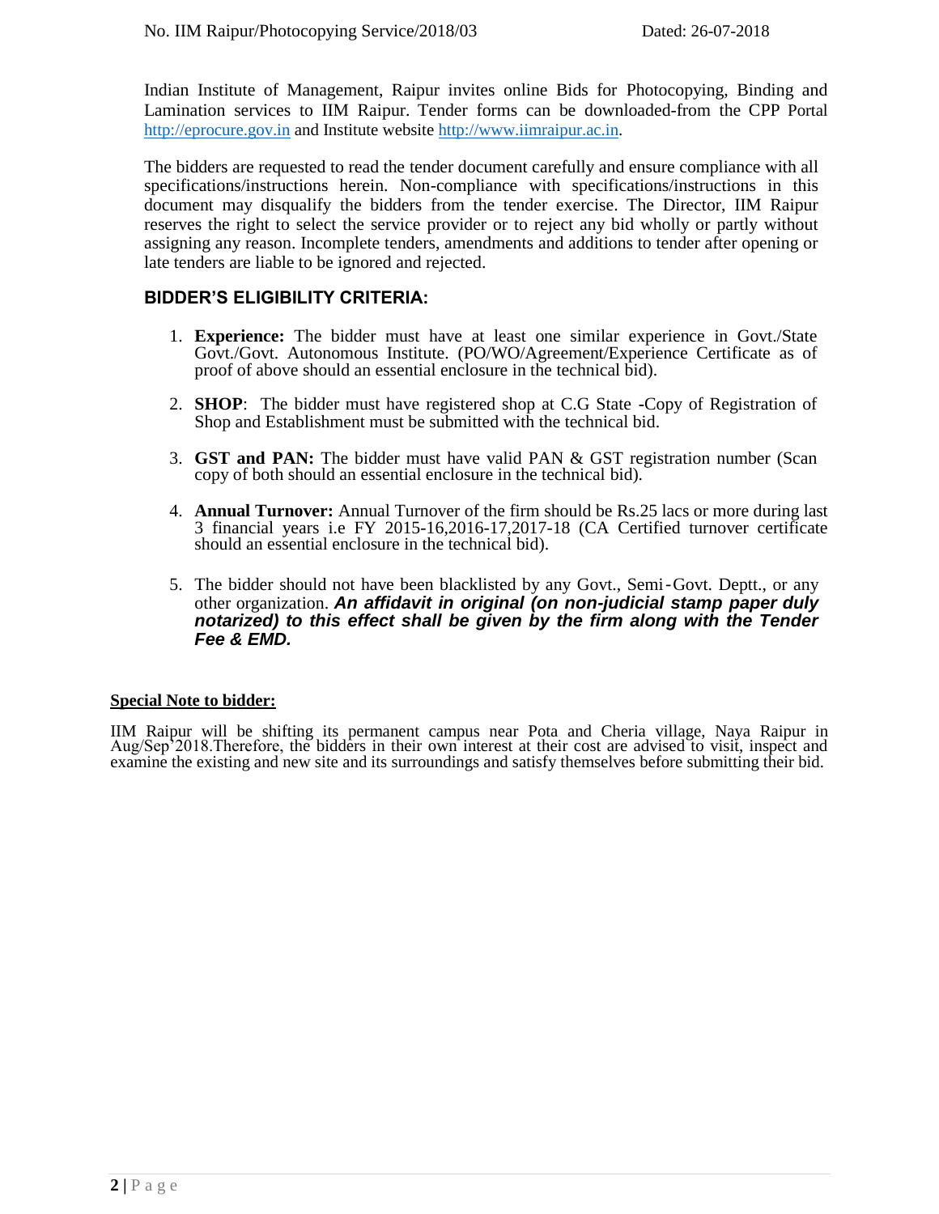No. IIM Raipur/Photocopying Service/2018/03 Dated: 26-07-2018

Indian Institute of Management, Raipur invites online Bids for Photocopying, Binding and Lamination services to IIM Raipur. Tender forms can be downloaded-from the CPP Portal http://eprocure.gov.in and Institute website http://www.iimraipur.ac.in.

The bidders are requested to read the tender document carefully and ensure compliance with all specifications/instructions herein. Non-compliance with specifications/instructions in this document may disqualify the bidders from the tender exercise. The Director, IIM Raipur reserves the right to select the service provider or to reject any bid wholly or partly without assigning any reason. Incomplete tenders, amendments and additions to tender after opening or late tenders are liable to be ignored and rejected.

## BIDDER'S ELIGIBILITY CRITERIA:

1. **Experience:** The bidder must have at least one similar experience in Govt./State Govt./Govt. Autonomous Institute. (PO/WO/Agreement/Experience Certificate as of proof of above should an essential enclosure in the technical bid).

2. **SHOP**: The bidder must have registered shop at C.G State -Copy of Registration of Shop and Establishment must be submitted with the technical bid.

3. **GST and PAN:** The bidder must have valid PAN & GST registration number (Scan copy of both should an essential enclosure in the technical bid).

4. **Annual Turnover:** Annual Turnover of the firm should be Rs.25 lacs or more during last 3 financial years i.e FY 2015-16,2016-17,2017-18 (CA Certified turnover certificate should an essential enclosure in the technical bid).

5. The bidder should not have been blacklisted by any Govt., Semi-Govt. Deptt., or any other organization. ***An affidavit in original (on non-judicial stamp paper duly notarized) to this effect shall be given by the firm along with the Tender Fee & EMD.***

**Special Note to bidder:**

IIM Raipur will be shifting its permanent campus near Pota and Cheria village, Naya Raipur in Aug/Sep'2018.Therefore, the bidders in their own interest at their cost are advised to visit, inspect and examine the existing and new site and its surroundings and satisfy themselves before submitting their bid.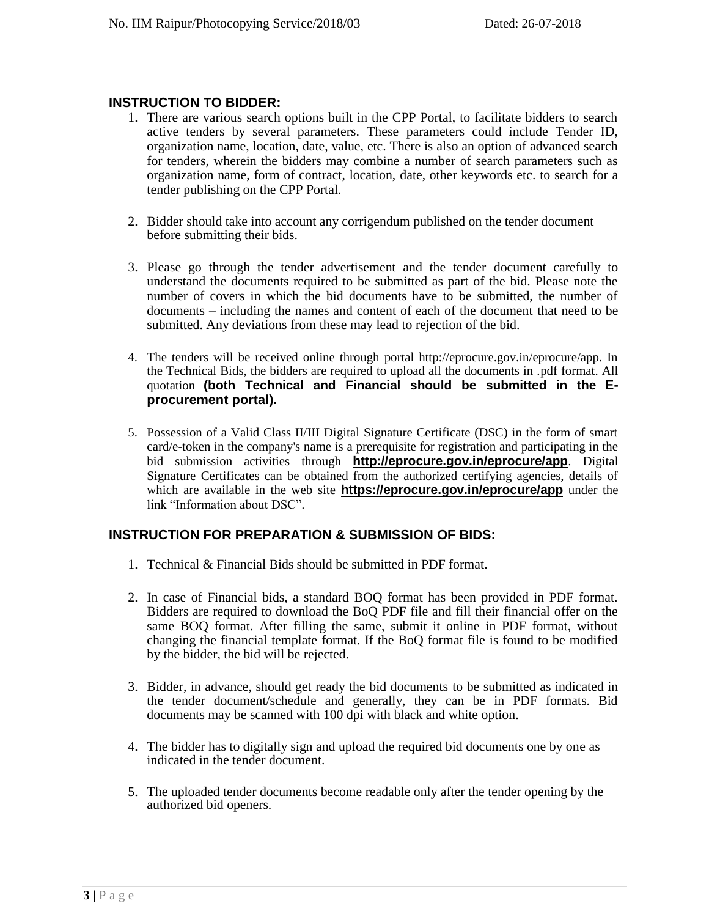## INSTRUCTION TO BIDDER:

1. There are various search options built in the CPP Portal, to facilitate bidders to search active tenders by several parameters. These parameters could include Tender ID, organization name, location, date, value, etc. There is also an option of advanced search for tenders, wherein the bidders may combine a number of search parameters such as organization name, form of contract, location, date, other keywords etc. to search for a tender publishing on the CPP Portal.

2. Bidder should take into account any corrigendum published on the tender document before submitting their bids.

3. Please go through the tender advertisement and the tender document carefully to understand the documents required to be submitted as part of the bid. Please note the number of covers in which the bid documents have to be submitted, the number of documents – including the names and content of each of the document that need to be submitted. Any deviations from these may lead to rejection of the bid.

4. The tenders will be received online through portal http://eprocure.gov.in/eprocure/app. In the Technical Bids, the bidders are required to upload all the documents in .pdf format. All quotation **(both Technical and Financial should be submitted in the E-procurement portal).**

5. Possession of a Valid Class II/III Digital Signature Certificate (DSC) in the form of smart card/e-token in the company's name is a prerequisite for registration and participating in the bid submission activities through **http://eprocure.gov.in/eprocure/app**. Digital Signature Certificates can be obtained from the authorized certifying agencies, details of which are available in the web site **https://eprocure.gov.in/eprocure/app** under the link "Information about DSC".

## INSTRUCTION FOR PREPARATION & SUBMISSION OF BIDS:

1. Technical & Financial Bids should be submitted in PDF format.

2. In case of Financial bids, a standard BOQ format has been provided in PDF format. Bidders are required to download the BoQ PDF file and fill their financial offer on the same BOQ format. After filling the same, submit it online in PDF format, without changing the financial template format. If the BoQ format file is found to be modified by the bidder, the bid will be rejected.

3. Bidder, in advance, should get ready the bid documents to be submitted as indicated in the tender document/schedule and generally, they can be in PDF formats. Bid documents may be scanned with 100 dpi with black and white option.

4. The bidder has to digitally sign and upload the required bid documents one by one as indicated in the tender document.

5. The uploaded tender documents become readable only after the tender opening by the authorized bid openers.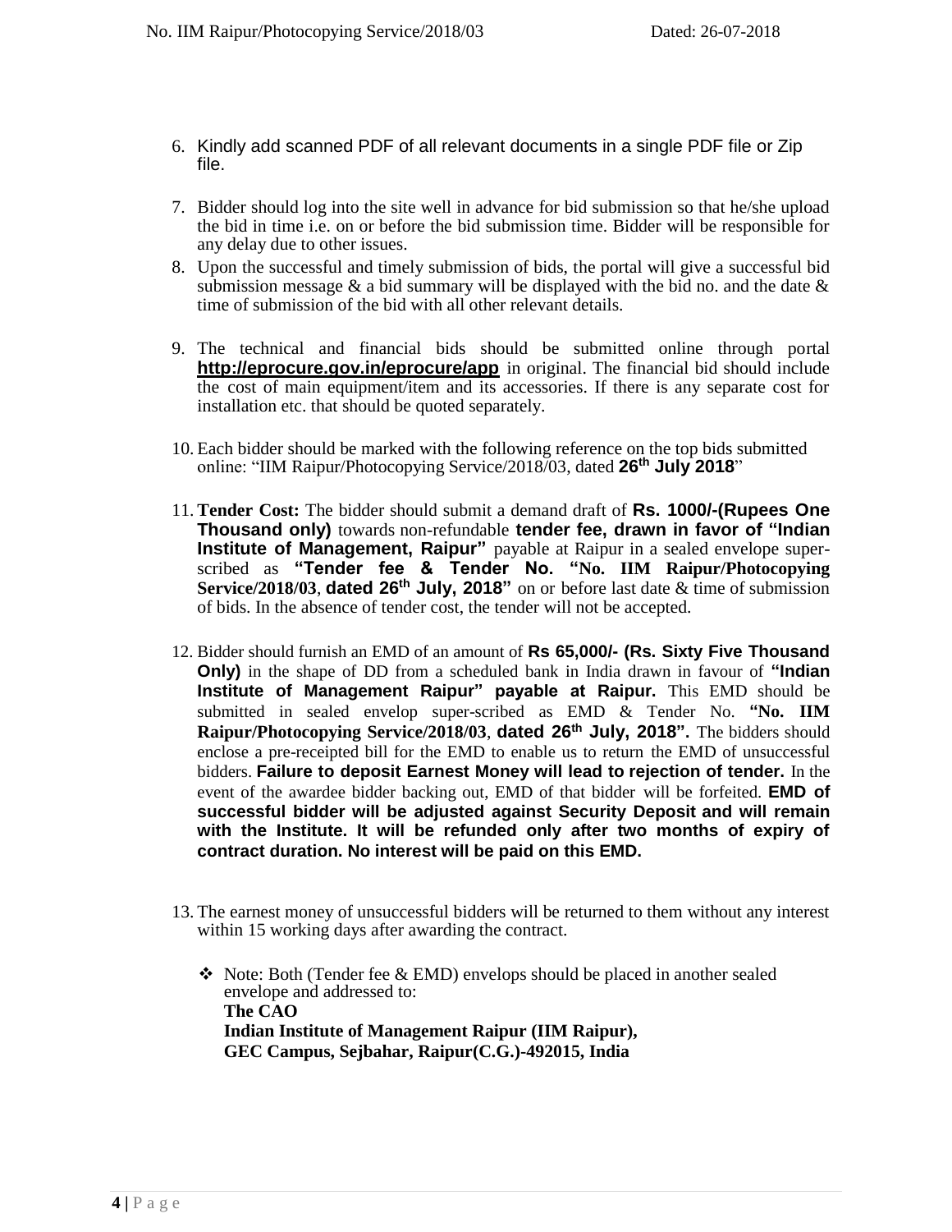6. Kindly add scanned PDF of all relevant documents in a single PDF file or Zip file.

7. Bidder should log into the site well in advance for bid submission so that he/she upload the bid in time i.e. on or before the bid submission time. Bidder will be responsible for any delay due to other issues.
8. Upon the successful and timely submission of bids, the portal will give a successful bid submission message & a bid summary will be displayed with the bid no. and the date & time of submission of the bid with all other relevant details.

9. The technical and financial bids should be submitted online through portal **http://eprocure.gov.in/eprocure/app** in original. The financial bid should include the cost of main equipment/item and its accessories. If there is any separate cost for installation etc. that should be quoted separately.

10. Each bidder should be marked with the following reference on the top bids submitted online: "IIM Raipur/Photocopying Service/2018/03, dated **26th July 2018**"

11. **Tender Cost:** The bidder should submit a demand draft of **Rs. 1000/-(Rupees One Thousand only)** towards non-refundable **tender fee, drawn in favor of "Indian Institute of Management, Raipur"** payable at Raipur in a sealed envelope super-scribed as **"Tender fee & Tender No. "No. IIM Raipur/Photocopying Service/2018/03**, **dated 26th July, 2018"** on or before last date & time of submission of bids. In the absence of tender cost, the tender will not be accepted.

12. Bidder should furnish an EMD of an amount of **Rs 65,000/- (Rs. Sixty Five Thousand Only)** in the shape of DD from a scheduled bank in India drawn in favour of **"Indian Institute of Management Raipur" payable at Raipur.** This EMD should be submitted in sealed envelop super-scribed as EMD & Tender No. **"No. IIM Raipur/Photocopying Service/2018/03**, **dated 26th July, 2018".** The bidders should enclose a pre-receipted bill for the EMD to enable us to return the EMD of unsuccessful bidders. **Failure to deposit Earnest Money will lead to rejection of tender.** In the event of the awardee bidder backing out, EMD of that bidder will be forfeited. **EMD of successful bidder will be adjusted against Security Deposit and will remain with the Institute. It will be refunded only after two months of expiry of contract duration. No interest will be paid on this EMD.**

13. The earnest money of unsuccessful bidders will be returned to them without any interest within 15 working days after awarding the contract.

    - Note: Both (Tender fee & EMD) envelops should be placed in another sealed envelope and addressed to:
      **The CAO**
      **Indian Institute of Management Raipur (IIM Raipur),**
      **GEC Campus, Sejbahar, Raipur(C.G.)-492015, India**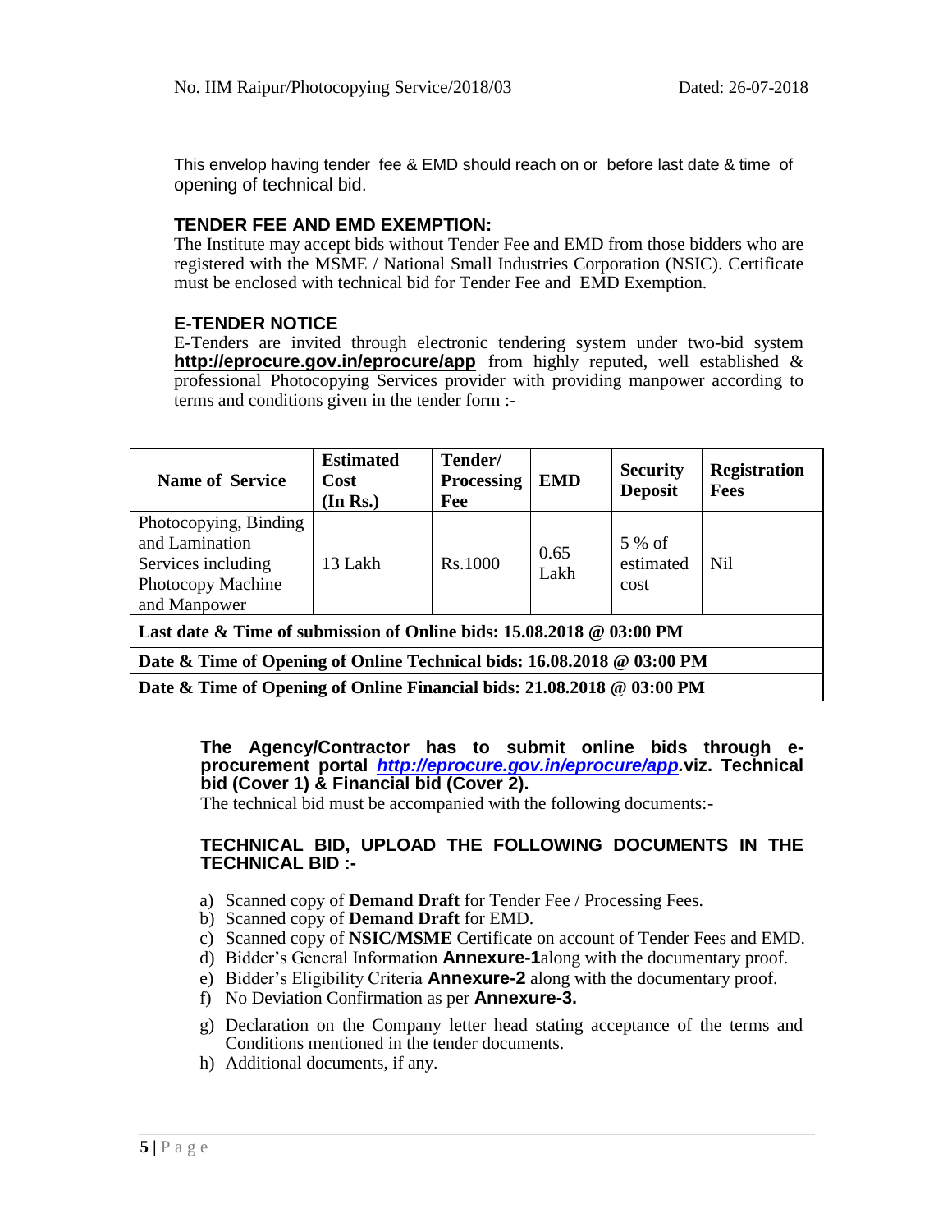No. IIM Raipur/Photocopying Service/2018/03 Dated: 26-07-2018

This envelop having tender fee & EMD should reach on or before last date & time of opening of technical bid.

### TENDER FEE AND EMD EXEMPTION:

The Institute may accept bids without Tender Fee and EMD from those bidders who are registered with the MSME / National Small Industries Corporation (NSIC). Certificate must be enclosed with technical bid for Tender Fee and EMD Exemption.

### E-TENDER NOTICE

E-Tenders are invited through electronic tendering system under two-bid system **http://eprocure.gov.in/eprocure/app** from highly reputed, well established & professional Photocopying Services provider with providing manpower according to terms and conditions given in the tender form :-

| Name of Service | Estimated Cost (In Rs.) | Tender/ Processing Fee | EMD | Security Deposit | Registration Fees |
|---|---|---|---|---|---|
| Photocopying, Binding and Lamination Services including Photocopy Machine and Manpower | 13 Lakh | Rs.1000 | 0.65 Lakh | 5 % of estimated cost | Nil |
| **Last date & Time of submission of Online bids: 15.08.2018 @ 03:00 PM** | | | | | |
| **Date & Time of Opening of Online Technical bids: 16.08.2018 @ 03:00 PM** | | | | | |
| **Date & Time of Opening of Online Financial bids: 21.08.2018 @ 03:00 PM** | | | | | |

**The Agency/Contractor has to submit online bids through e-procurement portal *http://eprocure.gov.in/eprocure/app*.viz. Technical bid (Cover 1) & Financial bid (Cover 2).**

The technical bid must be accompanied with the following documents:-

### TECHNICAL BID, UPLOAD THE FOLLOWING DOCUMENTS IN THE TECHNICAL BID :-

a) Scanned copy of **Demand Draft** for Tender Fee / Processing Fees.
b) Scanned copy of **Demand Draft** for EMD.
c) Scanned copy of **NSIC/MSME** Certificate on account of Tender Fees and EMD.
d) Bidder's General Information **Annexure-1**along with the documentary proof.
e) Bidder's Eligibility Criteria **Annexure-2** along with the documentary proof.
f) No Deviation Confirmation as per **Annexure-3.**
g) Declaration on the Company letter head stating acceptance of the terms and Conditions mentioned in the tender documents.
h) Additional documents, if any.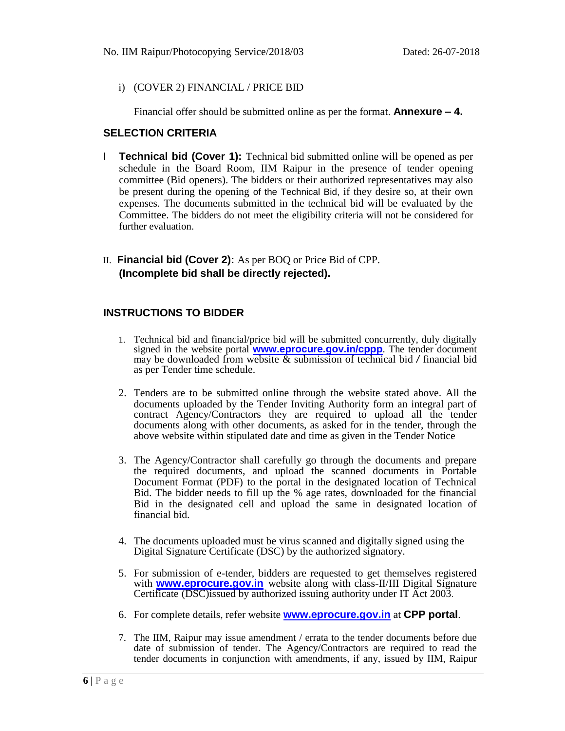i) (COVER 2) FINANCIAL / PRICE BID

Financial offer should be submitted online as per the format. **Annexure – 4.**

## SELECTION CRITERIA

I **Technical bid (Cover 1):** Technical bid submitted online will be opened as per schedule in the Board Room, IIM Raipur in the presence of tender opening committee (Bid openers). The bidders or their authorized representatives may also be present during the opening of the Technical Bid, if they desire so, at their own expenses. The documents submitted in the technical bid will be evaluated by the Committee. The bidders do not meet the eligibility criteria will not be considered for further evaluation.

II. **Financial bid (Cover 2):** As per BOQ or Price Bid of CPP.
**(Incomplete bid shall be directly rejected).**

## INSTRUCTIONS TO BIDDER

1. Technical bid and financial/price bid will be submitted concurrently, duly digitally signed in the website portal **www.eprocure.gov.in/cppp**. The tender document may be downloaded from website & submission of technical bid / financial bid as per Tender time schedule.

2. Tenders are to be submitted online through the website stated above. All the documents uploaded by the Tender Inviting Authority form an integral part of contract Agency/Contractors they are required to upload all the tender documents along with other documents, as asked for in the tender, through the above website within stipulated date and time as given in the Tender Notice

3. The Agency/Contractor shall carefully go through the documents and prepare the required documents, and upload the scanned documents in Portable Document Format (PDF) to the portal in the designated location of Technical Bid. The bidder needs to fill up the % age rates, downloaded for the financial Bid in the designated cell and upload the same in designated location of financial bid.

4. The documents uploaded must be virus scanned and digitally signed using the Digital Signature Certificate (DSC) by the authorized signatory.

5. For submission of e-tender, bidders are requested to get themselves registered with **www.eprocure.gov.in** website along with class-II/III Digital Signature Certificate (DSC)issued by authorized issuing authority under IT Act 2003.

6. For complete details, refer website **www.eprocure.gov.in** at **CPP portal**.

7. The IIM, Raipur may issue amendment / errata to the tender documents before due date of submission of tender. The Agency/Contractors are required to read the tender documents in conjunction with amendments, if any, issued by IIM, Raipur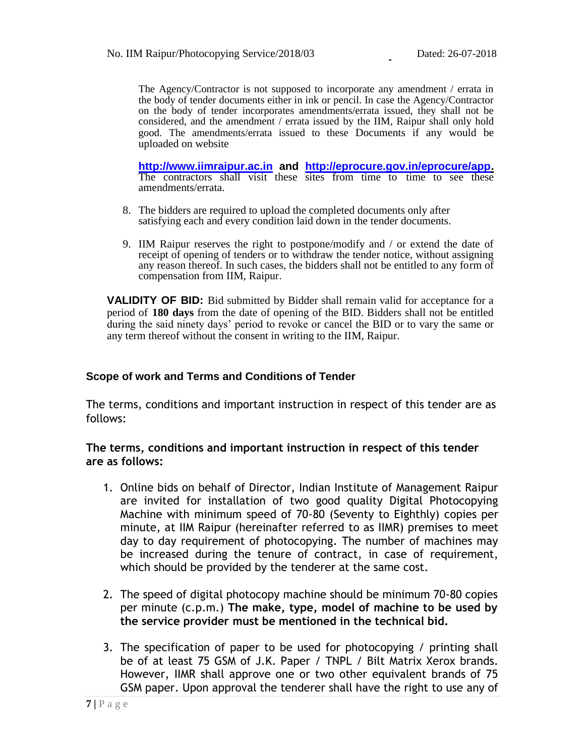The Agency/Contractor is not supposed to incorporate any amendment / errata in the body of tender documents either in ink or pencil. In case the Agency/Contractor on the body of tender incorporates amendments/errata issued, they shall not be considered, and the amendment / errata issued by the IIM, Raipur shall only hold good. The amendments/errata issued to these Documents if any would be uploaded on website

**http://www.iimraipur.ac.in and http://eprocure.gov.in/eprocure/app.** The contractors shall visit these sites from time to time to see these amendments/errata.

8. The bidders are required to upload the completed documents only after satisfying each and every condition laid down in the tender documents.

9. IIM Raipur reserves the right to postpone/modify and / or extend the date of receipt of opening of tenders or to withdraw the tender notice, without assigning any reason thereof. In such cases, the bidders shall not be entitled to any form of compensation from IIM, Raipur.

**VALIDITY OF BID:** Bid submitted by Bidder shall remain valid for acceptance for a period of **180 days** from the date of opening of the BID. Bidders shall not be entitled during the said ninety days' period to revoke or cancel the BID or to vary the same or any term thereof without the consent in writing to the IIM, Raipur.

## Scope of work and Terms and Conditions of Tender

The terms, conditions and important instruction in respect of this tender are as follows:

### The terms, conditions and important instruction in respect of this tender are as follows:

1. Online bids on behalf of Director, Indian Institute of Management Raipur are invited for installation of two good quality Digital Photocopying Machine with minimum speed of 70-80 (Seventy to Eighthly) copies per minute, at IIM Raipur (hereinafter referred to as IIMR) premises to meet day to day requirement of photocopying. The number of machines may be increased during the tenure of contract, in case of requirement, which should be provided by the tenderer at the same cost.

2. The speed of digital photocopy machine should be minimum 70-80 copies per minute (c.p.m.) **The make, type, model of machine to be used by the service provider must be mentioned in the technical bid.**

3. The specification of paper to be used for photocopying / printing shall be of at least 75 GSM of J.K. Paper / TNPL / Bilt Matrix Xerox brands. However, IIMR shall approve one or two other equivalent brands of 75 GSM paper. Upon approval the tenderer shall have the right to use any of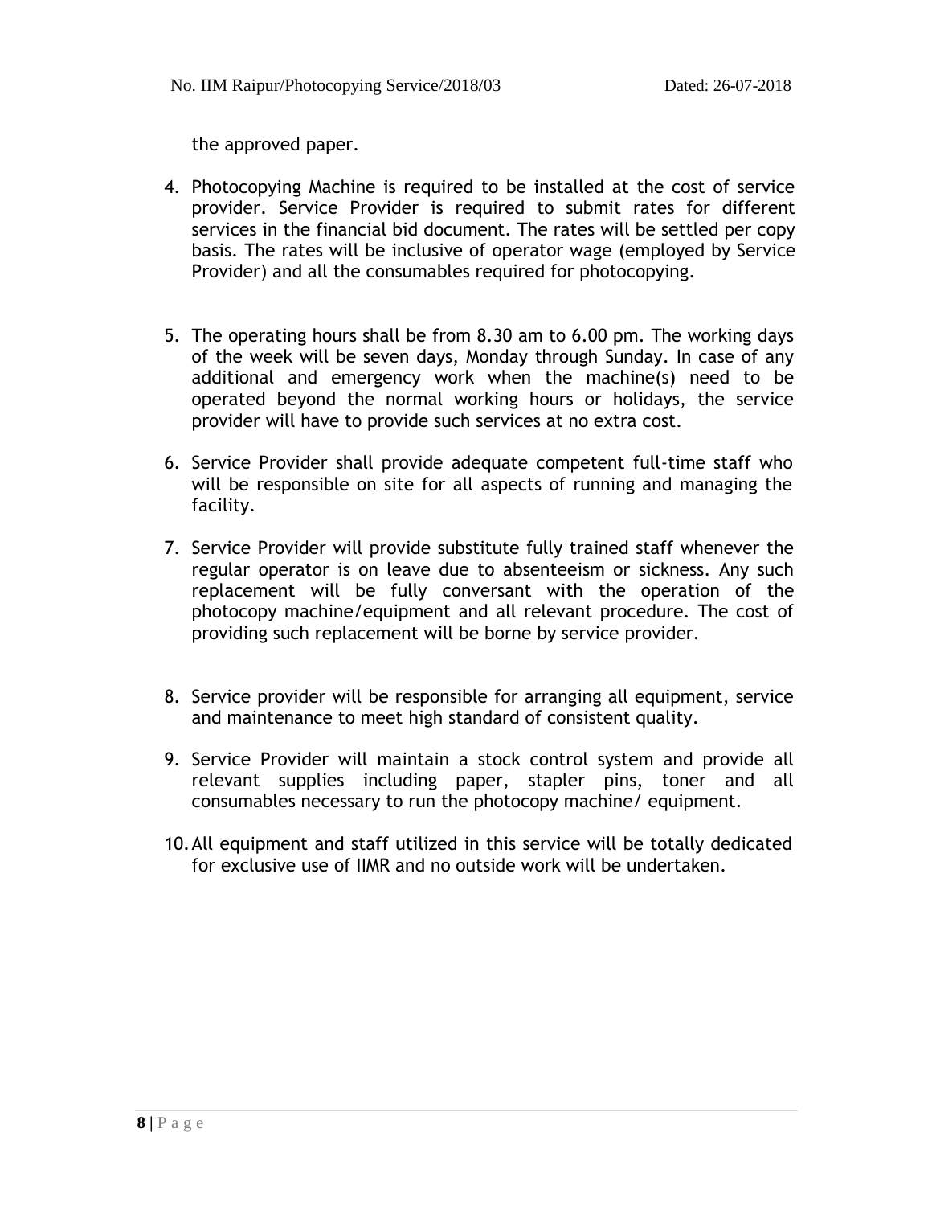the approved paper.

4. Photocopying Machine is required to be installed at the cost of service provider. Service Provider is required to submit rates for different services in the financial bid document. The rates will be settled per copy basis. The rates will be inclusive of operator wage (employed by Service Provider) and all the consumables required for photocopying.

5. The operating hours shall be from 8.30 am to 6.00 pm. The working days of the week will be seven days, Monday through Sunday. In case of any additional and emergency work when the machine(s) need to be operated beyond the normal working hours or holidays, the service provider will have to provide such services at no extra cost.

6. Service Provider shall provide adequate competent full-time staff who will be responsible on site for all aspects of running and managing the facility.

7. Service Provider will provide substitute fully trained staff whenever the regular operator is on leave due to absenteeism or sickness. Any such replacement will be fully conversant with the operation of the photocopy machine/equipment and all relevant procedure. The cost of providing such replacement will be borne by service provider.

8. Service provider will be responsible for arranging all equipment, service and maintenance to meet high standard of consistent quality.

9. Service Provider will maintain a stock control system and provide all relevant supplies including paper, stapler pins, toner and all consumables necessary to run the photocopy machine/ equipment.

10. All equipment and staff utilized in this service will be totally dedicated for exclusive use of IIMR and no outside work will be undertaken.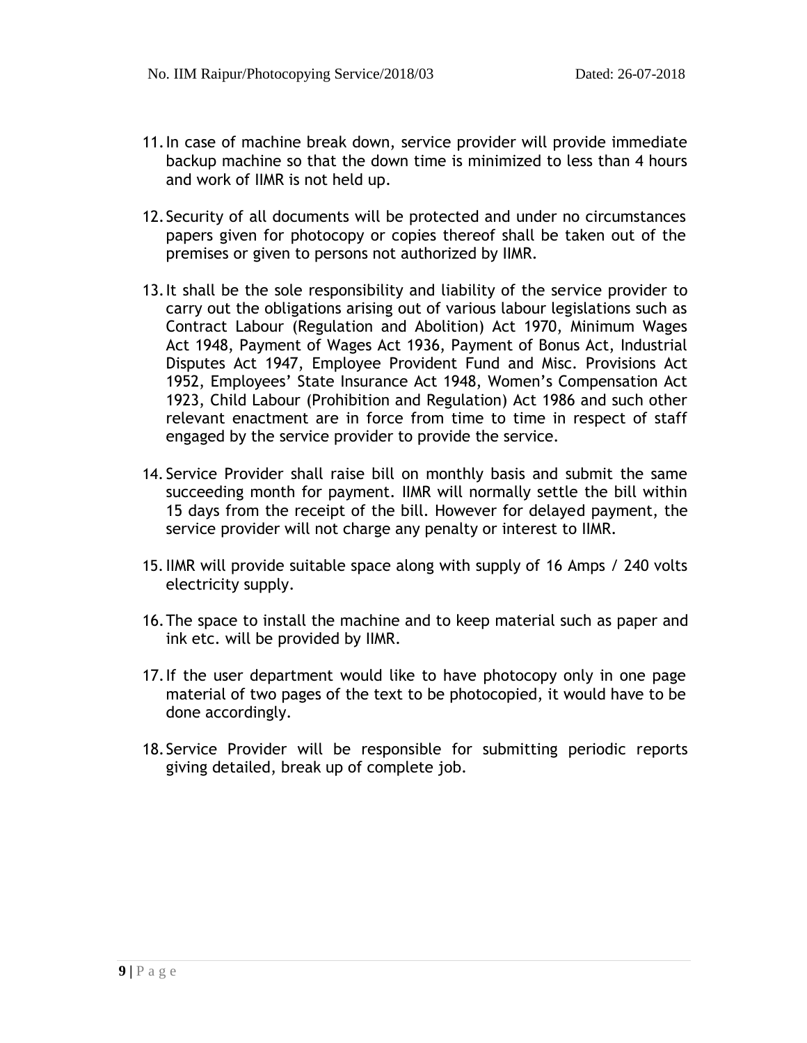11. In case of machine break down, service provider will provide immediate backup machine so that the down time is minimized to less than 4 hours and work of IIMR is not held up.

12. Security of all documents will be protected and under no circumstances papers given for photocopy or copies thereof shall be taken out of the premises or given to persons not authorized by IIMR.

13. It shall be the sole responsibility and liability of the service provider to carry out the obligations arising out of various labour legislations such as Contract Labour (Regulation and Abolition) Act 1970, Minimum Wages Act 1948, Payment of Wages Act 1936, Payment of Bonus Act, Industrial Disputes Act 1947, Employee Provident Fund and Misc. Provisions Act 1952, Employees' State Insurance Act 1948, Women's Compensation Act 1923, Child Labour (Prohibition and Regulation) Act 1986 and such other relevant enactment are in force from time to time in respect of staff engaged by the service provider to provide the service.

14. Service Provider shall raise bill on monthly basis and submit the same succeeding month for payment. IIMR will normally settle the bill within 15 days from the receipt of the bill. However for delayed payment, the service provider will not charge any penalty or interest to IIMR.

15. IIMR will provide suitable space along with supply of 16 Amps / 240 volts electricity supply.

16. The space to install the machine and to keep material such as paper and ink etc. will be provided by IIMR.

17. If the user department would like to have photocopy only in one page material of two pages of the text to be photocopied, it would have to be done accordingly.

18. Service Provider will be responsible for submitting periodic reports giving detailed, break up of complete job.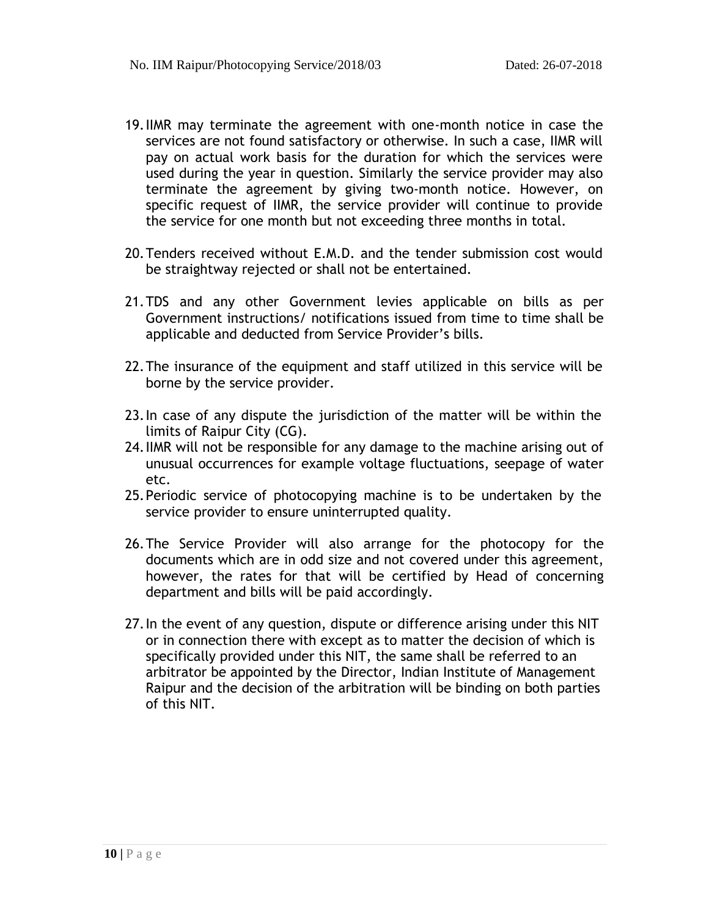19. IIMR may terminate the agreement with one-month notice in case the services are not found satisfactory or otherwise. In such a case, IIMR will pay on actual work basis for the duration for which the services were used during the year in question. Similarly the service provider may also terminate the agreement by giving two-month notice. However, on specific request of IIMR, the service provider will continue to provide the service for one month but not exceeding three months in total.

20. Tenders received without E.M.D. and the tender submission cost would be straightway rejected or shall not be entertained.

21. TDS and any other Government levies applicable on bills as per Government instructions/ notifications issued from time to time shall be applicable and deducted from Service Provider's bills.

22. The insurance of the equipment and staff utilized in this service will be borne by the service provider.

23. In case of any dispute the jurisdiction of the matter will be within the limits of Raipur City (CG).

24. IIMR will not be responsible for any damage to the machine arising out of unusual occurrences for example voltage fluctuations, seepage of water etc.

25. Periodic service of photocopying machine is to be undertaken by the service provider to ensure uninterrupted quality.

26. The Service Provider will also arrange for the photocopy for the documents which are in odd size and not covered under this agreement, however, the rates for that will be certified by Head of concerning department and bills will be paid accordingly.

27. In the event of any question, dispute or difference arising under this NIT or in connection there with except as to matter the decision of which is specifically provided under this NIT, the same shall be referred to an arbitrator be appointed by the Director, Indian Institute of Management Raipur and the decision of the arbitration will be binding on both parties of this NIT.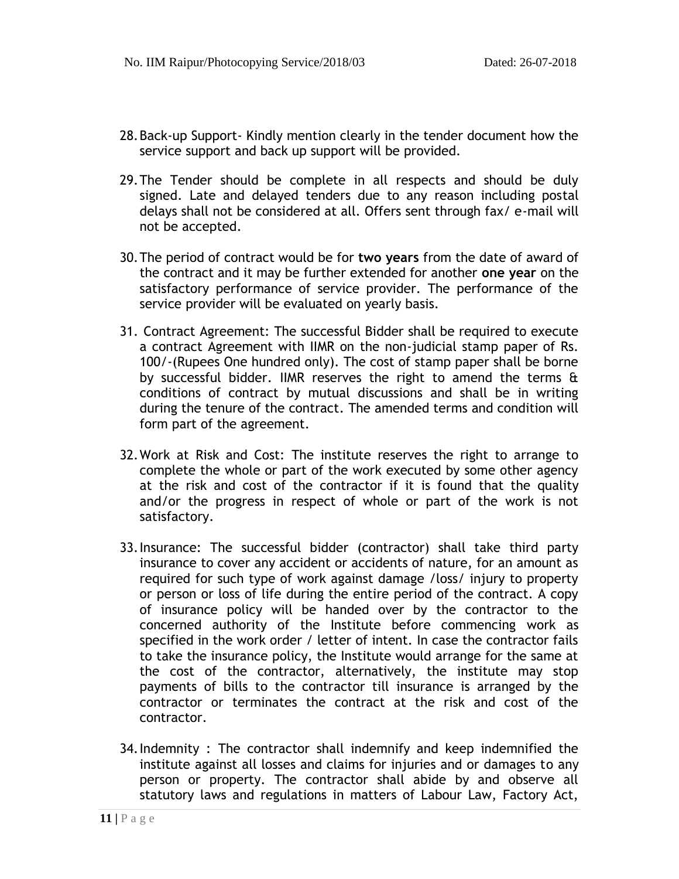28. Back-up Support- Kindly mention clearly in the tender document how the service support and back up support will be provided.

29. The Tender should be complete in all respects and should be duly signed. Late and delayed tenders due to any reason including postal delays shall not be considered at all. Offers sent through fax/ e-mail will not be accepted.

30. The period of contract would be for **two years** from the date of award of the contract and it may be further extended for another **one year** on the satisfactory performance of service provider. The performance of the service provider will be evaluated on yearly basis.

31. Contract Agreement: The successful Bidder shall be required to execute a contract Agreement with IIMR on the non-judicial stamp paper of Rs. 100/-(Rupees One hundred only). The cost of stamp paper shall be borne by successful bidder. IIMR reserves the right to amend the terms & conditions of contract by mutual discussions and shall be in writing during the tenure of the contract. The amended terms and condition will form part of the agreement.

32. Work at Risk and Cost: The institute reserves the right to arrange to complete the whole or part of the work executed by some other agency at the risk and cost of the contractor if it is found that the quality and/or the progress in respect of whole or part of the work is not satisfactory.

33. Insurance: The successful bidder (contractor) shall take third party insurance to cover any accident or accidents of nature, for an amount as required for such type of work against damage /loss/ injury to property or person or loss of life during the entire period of the contract. A copy of insurance policy will be handed over by the contractor to the concerned authority of the Institute before commencing work as specified in the work order / letter of intent. In case the contractor fails to take the insurance policy, the Institute would arrange for the same at the cost of the contractor, alternatively, the institute may stop payments of bills to the contractor till insurance is arranged by the contractor or terminates the contract at the risk and cost of the contractor.

34. Indemnity : The contractor shall indemnify and keep indemnified the institute against all losses and claims for injuries and or damages to any person or property. The contractor shall abide by and observe all statutory laws and regulations in matters of Labour Law, Factory Act,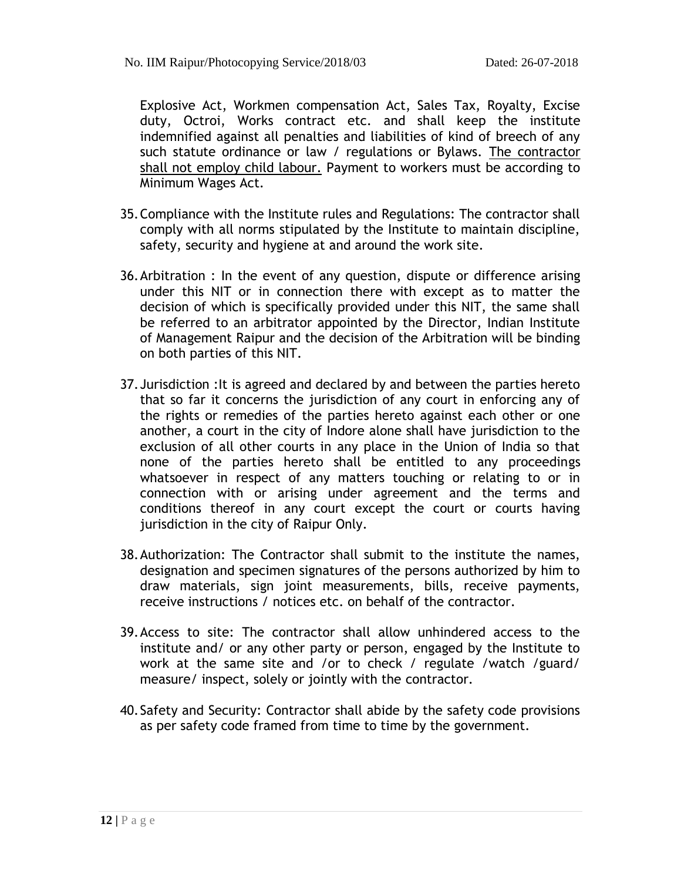Explosive Act, Workmen compensation Act, Sales Tax, Royalty, Excise duty, Octroi, Works contract etc. and shall keep the institute indemnified against all penalties and liabilities of kind of breech of any such statute ordinance or law / regulations or Bylaws. <u>The contractor shall not employ child labour.</u> Payment to workers must be according to Minimum Wages Act.

35. Compliance with the Institute rules and Regulations: The contractor shall comply with all norms stipulated by the Institute to maintain discipline, safety, security and hygiene at and around the work site.

36. Arbitration : In the event of any question, dispute or difference arising under this NIT or in connection there with except as to matter the decision of which is specifically provided under this NIT, the same shall be referred to an arbitrator appointed by the Director, Indian Institute of Management Raipur and the decision of the Arbitration will be binding on both parties of this NIT.

37. Jurisdiction :It is agreed and declared by and between the parties hereto that so far it concerns the jurisdiction of any court in enforcing any of the rights or remedies of the parties hereto against each other or one another, a court in the city of Indore alone shall have jurisdiction to the exclusion of all other courts in any place in the Union of India so that none of the parties hereto shall be entitled to any proceedings whatsoever in respect of any matters touching or relating to or in connection with or arising under agreement and the terms and conditions thereof in any court except the court or courts having jurisdiction in the city of Raipur Only.

38. Authorization: The Contractor shall submit to the institute the names, designation and specimen signatures of the persons authorized by him to draw materials, sign joint measurements, bills, receive payments, receive instructions / notices etc. on behalf of the contractor.

39. Access to site: The contractor shall allow unhindered access to the institute and/ or any other party or person, engaged by the Institute to work at the same site and /or to check / regulate /watch /guard/ measure/ inspect, solely or jointly with the contractor.

40. Safety and Security: Contractor shall abide by the safety code provisions as per safety code framed from time to time by the government.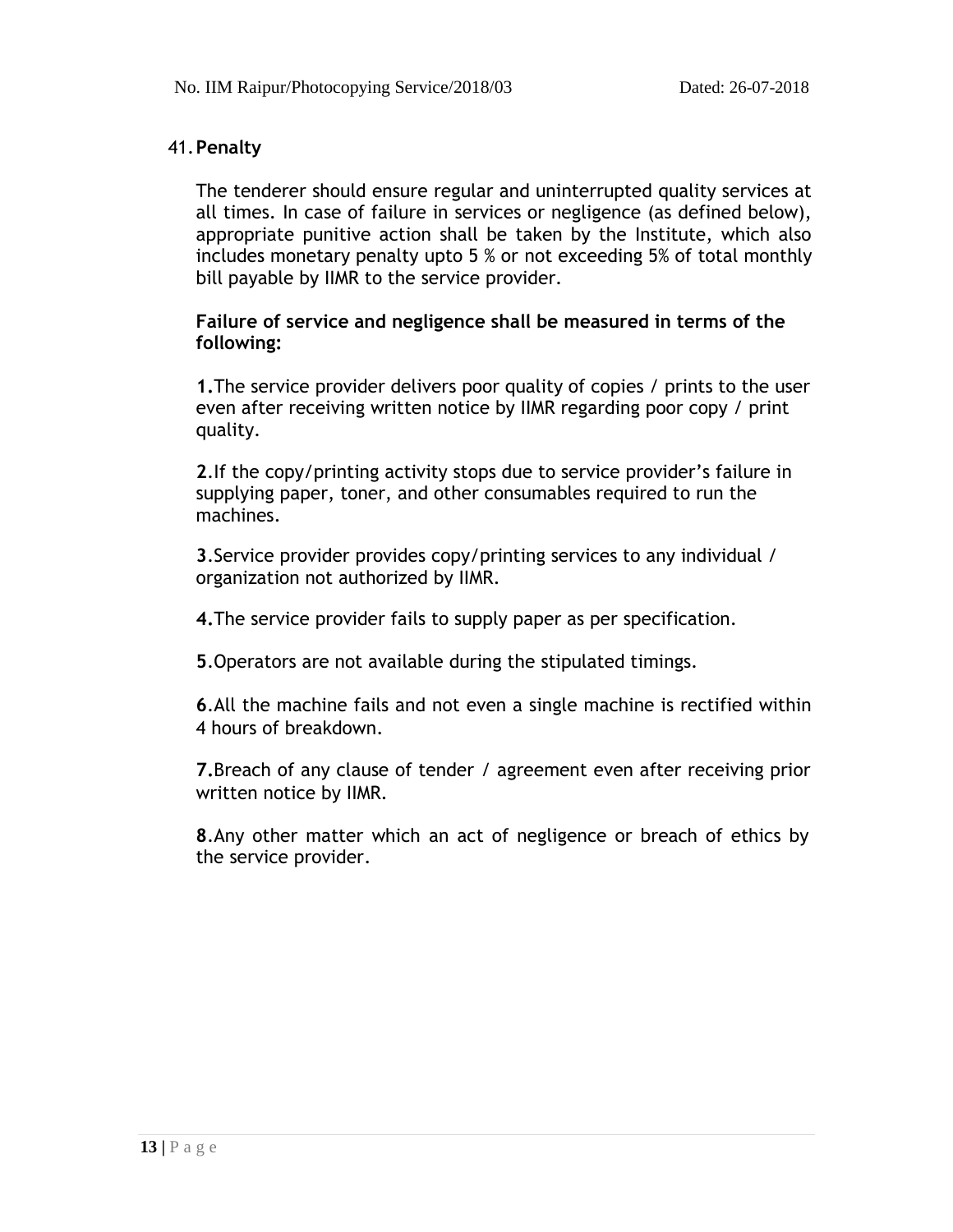41. **Penalty**

The tenderer should ensure regular and uninterrupted quality services at all times. In case of failure in services or negligence (as defined below), appropriate punitive action shall be taken by the Institute, which also includes monetary penalty upto 5 % or not exceeding 5% of total monthly bill payable by IIMR to the service provider.

**Failure of service and negligence shall be measured in terms of the following:**

**1.** The service provider delivers poor quality of copies / prints to the user even after receiving written notice by IIMR regarding poor copy / print quality.

**2**. If the copy/printing activity stops due to service provider's failure in supplying paper, toner, and other consumables required to run the machines.

**3**. Service provider provides copy/printing services to any individual / organization not authorized by IIMR.

**4.** The service provider fails to supply paper as per specification.

**5**. Operators are not available during the stipulated timings.

**6**. All the machine fails and not even a single machine is rectified within 4 hours of breakdown.

**7.** Breach of any clause of tender / agreement even after receiving prior written notice by IIMR.

**8**. Any other matter which an act of negligence or breach of ethics by the service provider.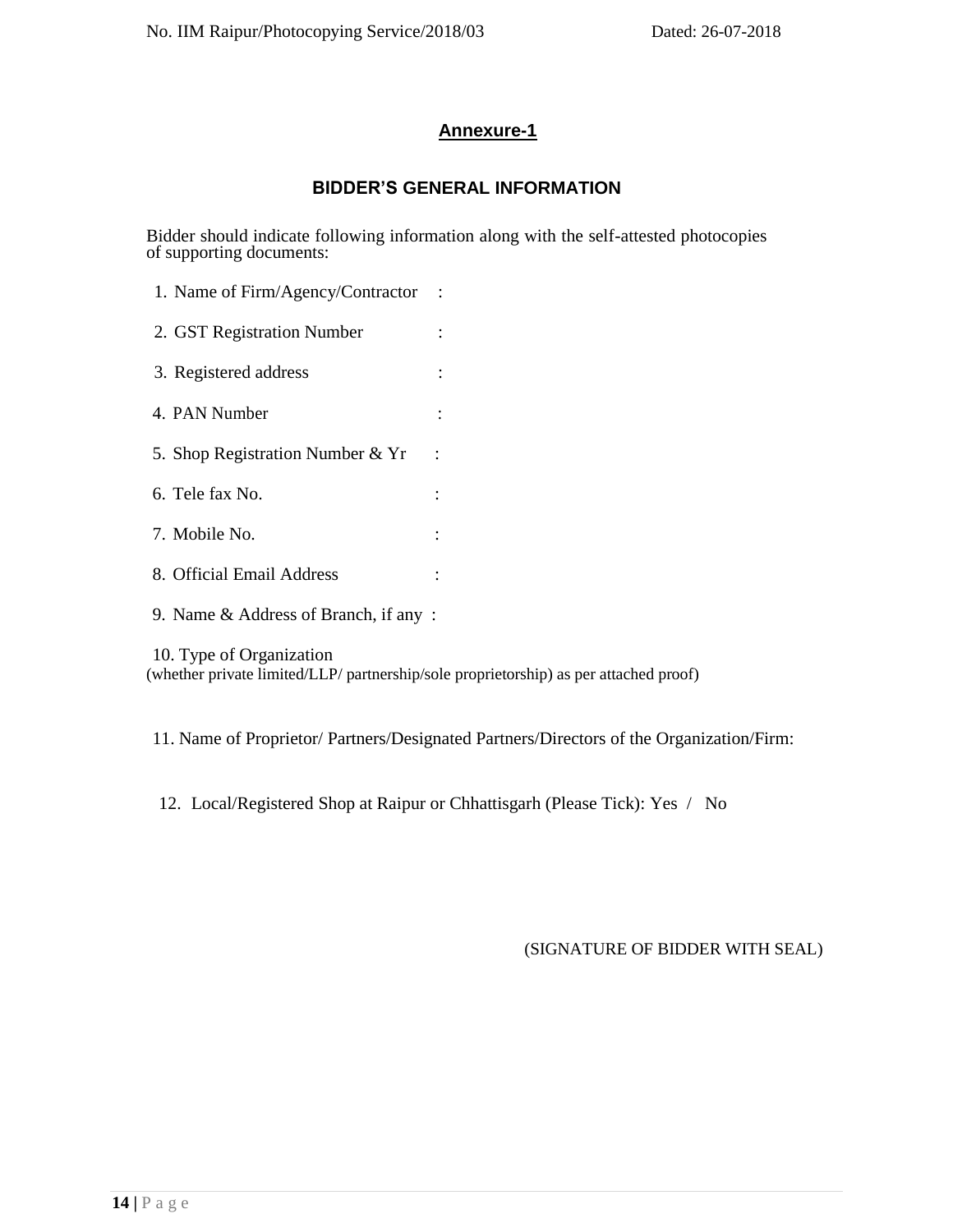## Annexure-1

### BIDDER'S GENERAL INFORMATION

Bidder should indicate following information along with the self-attested photocopies of supporting documents:

1. Name of Firm/Agency/Contractor :
2. GST Registration Number :
3. Registered address :
4. PAN Number :
5. Shop Registration Number & Yr :
6. Tele fax No. :
7. Mobile No. :
8. Official Email Address :
9. Name & Address of Branch, if any :
10. Type of Organization
(whether private limited/LLP/ partnership/sole proprietorship) as per attached proof)

11. Name of Proprietor/ Partners/Designated Partners/Directors of the Organization/Firm:

12. Local/Registered Shop at Raipur or Chhattisgarh (Please Tick): Yes / No

(SIGNATURE OF BIDDER WITH SEAL)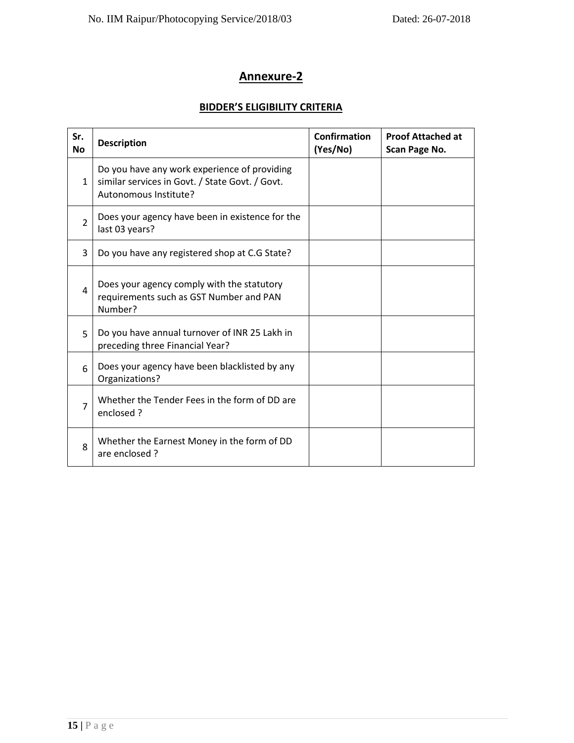## Annexure-2

### BIDDER'S ELIGIBILITY CRITERIA

| Sr. No | Description | Confirmation (Yes/No) | Proof Attached at Scan Page No. |
|---|---|---|---|
| 1 | Do you have any work experience of providing similar services in Govt. / State Govt. / Govt. Autonomous Institute? | | |
| 2 | Does your agency have been in existence for the last 03 years? | | |
| 3 | Do you have any registered shop at C.G State? | | |
| 4 | Does your agency comply with the statutory requirements such as GST Number and PAN Number? | | |
| 5 | Do you have annual turnover of INR 25 Lakh in preceding three Financial Year? | | |
| 6 | Does your agency have been blacklisted by any Organizations? | | |
| 7 | Whether the Tender Fees in the form of DD are enclosed ? | | |
| 8 | Whether the Earnest Money in the form of DD are enclosed ? | | |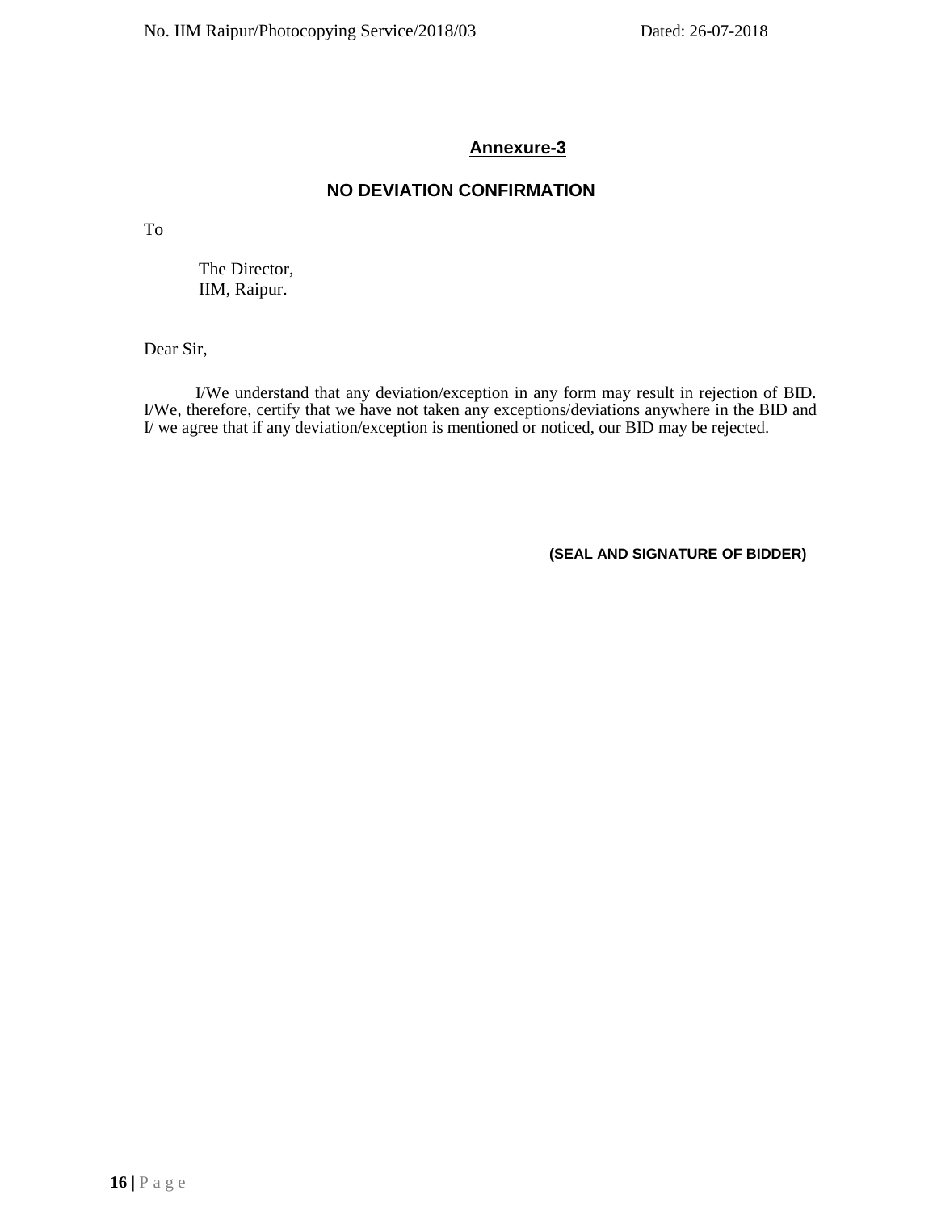## Annexure-3

## NO DEVIATION CONFIRMATION

To

The Director,
IIM, Raipur.

Dear Sir,

I/We understand that any deviation/exception in any form may result in rejection of BID. I/We, therefore, certify that we have not taken any exceptions/deviations anywhere in the BID and I/ we agree that if any deviation/exception is mentioned or noticed, our BID may be rejected.

**(SEAL AND SIGNATURE OF BIDDER)**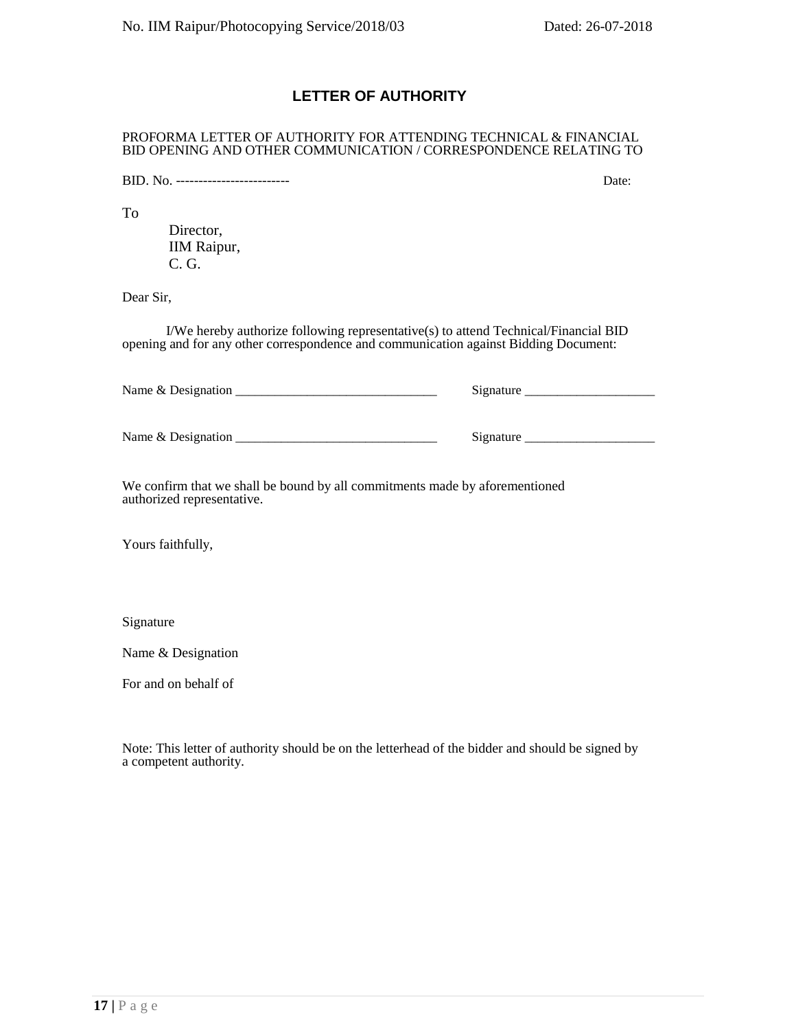## LETTER OF AUTHORITY

PROFORMA LETTER OF AUTHORITY FOR ATTENDING TECHNICAL & FINANCIAL BID OPENING AND OTHER COMMUNICATION / CORRESPONDENCE RELATING TO

BID. No. -------------------------                                                                                Date:

To

Director,
IIM Raipur,
C. G.

Dear Sir,

I/We hereby authorize following representative(s) to attend Technical/Financial BID opening and for any other correspondence and communication against Bidding Document:

Name & Designation ________________________________          Signature _____________________

Name & Designation ________________________________          Signature _____________________

We confirm that we shall be bound by all commitments made by aforementioned authorized representative.

Yours faithfully,

Signature

Name & Designation

For and on behalf of

Note: This letter of authority should be on the letterhead of the bidder and should be signed by a competent authority.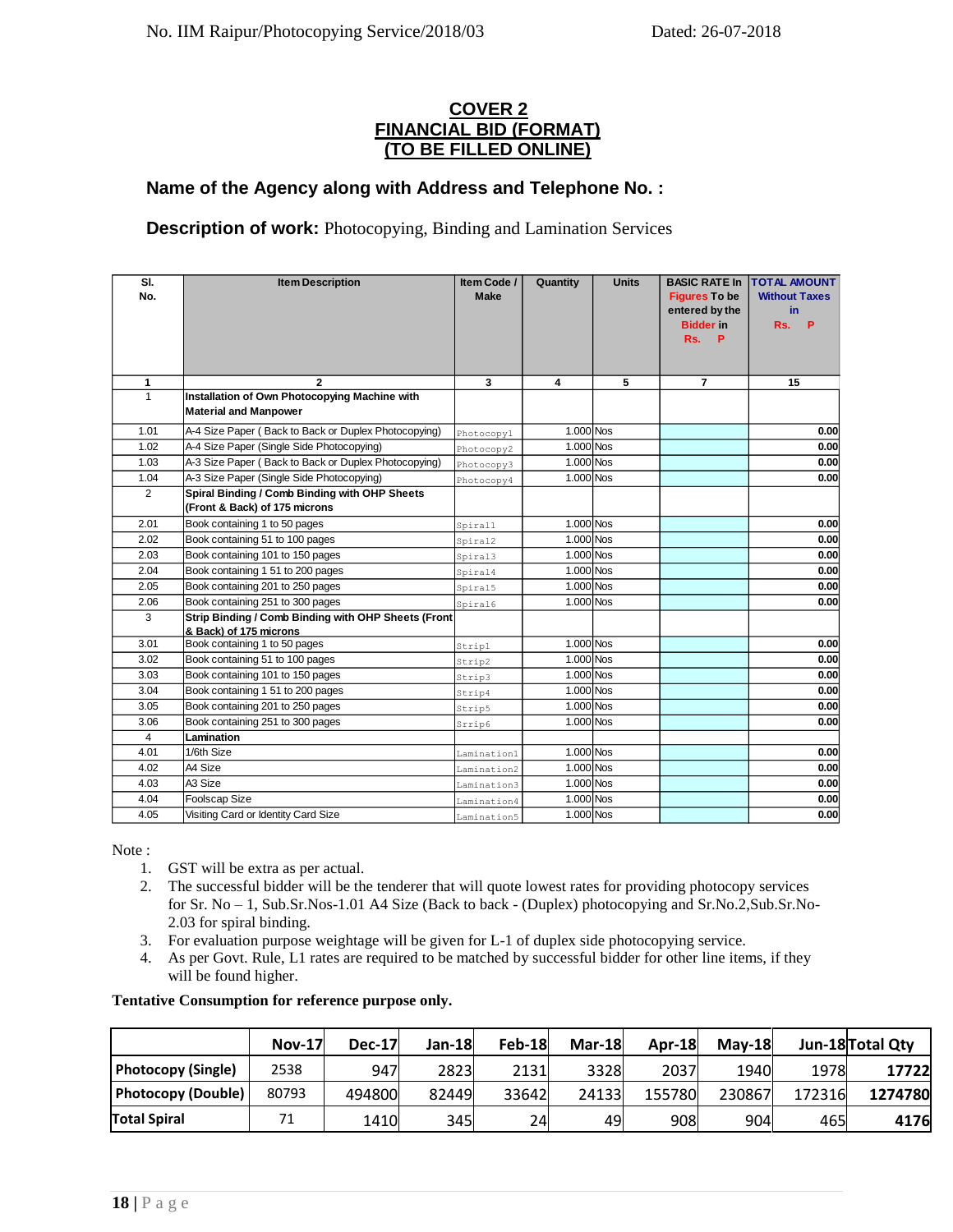No. IIM Raipur/Photocopying Service/2018/03 Dated: 26-07-2018

## COVER 2
## FINANCIAL BID (FORMAT)
## (TO BE FILLED ONLINE)

**Name of the Agency along with Address and Telephone No. :**

**Description of work:** Photocopying, Binding and Lamination Services

| Sl. No. | Item Description | Item Code / Make | Quantity | Units | BASIC RATE In Figures To be entered by the Bidder in Rs. P | TOTAL AMOUNT Without Taxes in Rs. P |
|---|---|---|---|---|---|---|
| 1 | 2 | 3 | 4 | 5 | 7 | 15 |
| 1 | **Installation of Own Photocopying Machine with Material and Manpower** | | | | | |
| 1.01 | A-4 Size Paper ( Back to Back or Duplex Photocopying) | Photocopy1 | 1.000 | Nos | | 0.00 |
| 1.02 | A-4 Size Paper (Single Side Photocopying) | Photocopy2 | 1.000 | Nos | | 0.00 |
| 1.03 | A-3 Size Paper ( Back to Back or Duplex Photocopying) | Photocopy3 | 1.000 | Nos | | 0.00 |
| 1.04 | A-3 Size Paper (Single Side Photocopying) | Photocopy4 | 1.000 | Nos | | 0.00 |
| 2 | **Spiral Binding / Comb Binding with OHP Sheets (Front & Back) of 175 microns** | | | | | |
| 2.01 | Book containing 1 to 50 pages | Spiral1 | 1.000 | Nos | | 0.00 |
| 2.02 | Book containing 51 to 100 pages | Spiral2 | 1.000 | Nos | | 0.00 |
| 2.03 | Book containing 101 to 150 pages | Spiral3 | 1.000 | Nos | | 0.00 |
| 2.04 | Book containing 1 51 to 200 pages | Spiral4 | 1.000 | Nos | | 0.00 |
| 2.05 | Book containing 201 to 250 pages | Spiral5 | 1.000 | Nos | | 0.00 |
| 2.06 | Book containing 251 to 300 pages | Spiral6 | 1.000 | Nos | | 0.00 |
| 3 | **Strip Binding / Comb Binding with OHP Sheets (Front & Back) of 175 microns** | | | | | |
| 3.01 | Book containing 1 to 50 pages | Strip1 | 1.000 | Nos | | 0.00 |
| 3.02 | Book containing 51 to 100 pages | Strip2 | 1.000 | Nos | | 0.00 |
| 3.03 | Book containing 101 to 150 pages | Strip3 | 1.000 | Nos | | 0.00 |
| 3.04 | Book containing 1 51 to 200 pages | Strip4 | 1.000 | Nos | | 0.00 |
| 3.05 | Book containing 201 to 250 pages | Strip5 | 1.000 | Nos | | 0.00 |
| 3.06 | Book containing 251 to 300 pages | Srrip6 | 1.000 | Nos | | 0.00 |
| 4 | **Lamination** | | | | | |
| 4.01 | 1/6th Size | Lamination1 | 1.000 | Nos | | 0.00 |
| 4.02 | A4 Size | Lamination2 | 1.000 | Nos | | 0.00 |
| 4.03 | A3 Size | Lamination3 | 1.000 | Nos | | 0.00 |
| 4.04 | Foolscap Size | Lamination4 | 1.000 | Nos | | 0.00 |
| 4.05 | Visiting Card or Identity Card Size | Lamination5 | 1.000 | Nos | | 0.00 |

Note :

1. GST will be extra as per actual.
2. The successful bidder will be the tenderer that will quote lowest rates for providing photocopy services for Sr. No – 1, Sub.Sr.Nos-1.01 A4 Size (Back to back - (Duplex) photocopying and Sr.No.2,Sub.Sr.No-2.03 for spiral binding.
3. For evaluation purpose weightage will be given for L-1 of duplex side photocopying service.
4. As per Govt. Rule, L1 rates are required to be matched by successful bidder for other line items, if they will be found higher.

**Tentative Consumption for reference purpose only.**

| | Nov-17 | Dec-17 | Jan-18 | Feb-18 | Mar-18 | Apr-18 | May-18 | Jun-18 | Total Qty |
|---|---|---|---|---|---|---|---|---|---|
| **Photocopy (Single)** | 2538 | 947 | 2823 | 2131 | 3328 | 2037 | 1940 | 1978 | **17722** |
| **Photocopy (Double)** | 80793 | 494800 | 82449 | 33642 | 24133 | 155780 | 230867 | 172316 | **1274780** |
| **Total Spiral** | 71 | 1410 | 345 | 24 | 49 | 908 | 904 | 465 | **4176** |